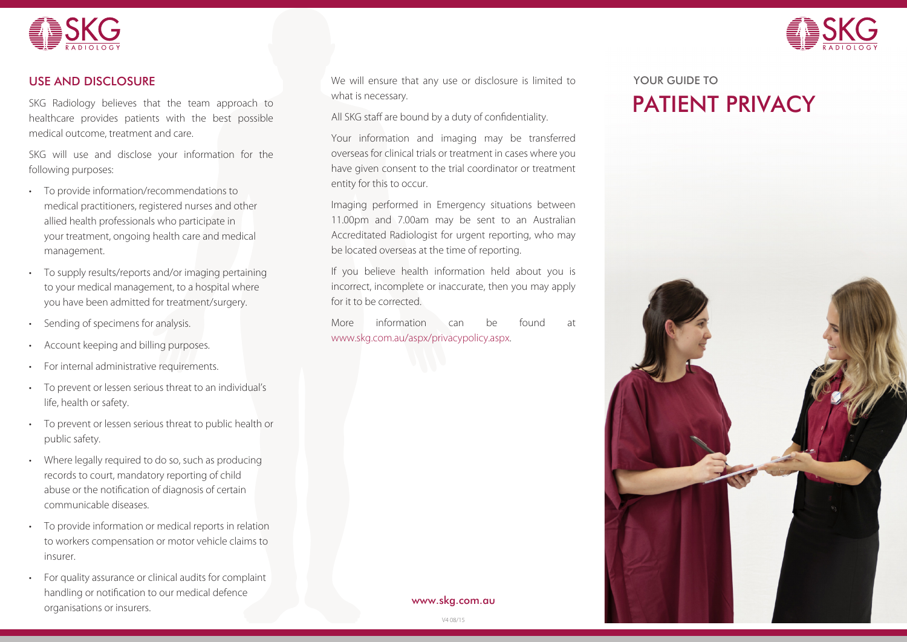## USE AND DISCLOSURE

SKG Radiology believes that the team approach to healthcare provides patients with the best possible medical outcome, treatment and care.

SKG will use and disclose your information for the following purposes:

- To provide information/recommendations to medical practitioners, registered nurses and other allied health professionals who participate in your treatment, ongoing health care and medical management.
- To supply results/reports and/or imaging pertaining to your medical management, to a hospital where you have been admitted for treatment/surgery.
- Sending of specimens for analysis.
- Account keeping and billing purposes.
- For internal administrative requirements.
- To prevent or lessen serious threat to an individual's life, health or safety.
- To prevent or lessen serious threat to public health or public safety.
- Where legally required to do so, such as producing records to court, mandatory reporting of child abuse or the notification of diagnosis of certain communicable diseases.
- To provide information or medical reports in relation to workers compensation or motor vehicle claims to insurer.
- For quality assurance or clinical audits for complaint handling or notification to our medical defence organisations or insurers.

We will ensure that any use or disclosure is limited to what is necessary.

All SKG staff are bound by a duty of confidentiality.

Your information and imaging may be transferred overseas for clinical trials or treatment in cases where you have given consent to the trial coordinator or treatment entity for this to occur.

Imaging performed in Emergency situations between 11.00pm and 7.00am may be sent to an Australian Accredited Radiologist for urgent reporting, who may be located overseas at the time of reporting.

If you believe health information held about you is incorrect, incomplete or inaccurate, then you may apply for it to be corrected.

More information can be found at www.skg.com.au/aspx/privacypolicy.aspx.

www.skg.com.au

V4 08/15

YOUR GUIDE TO

# PATIENT PRIVACY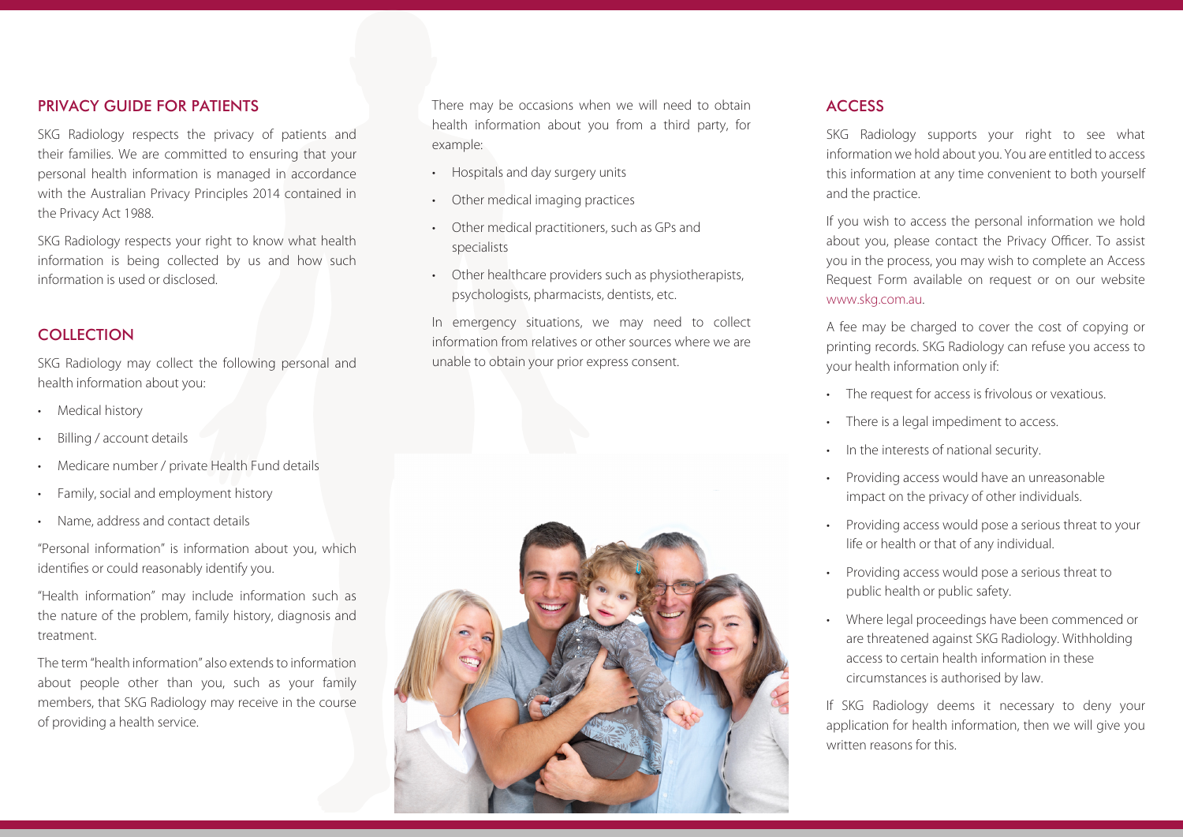## PRIVACY GUIDE FOR PATIENTS

SKG Radiology respects the privacy of patients and their families. We are committed to ensuring that your personal health information is managed in accordance with the Australian Privacy Principles 2014 contained in the Privacy Act 1988.

SKG Radiology respects your right to know what health information is being collected by us and how such information is used or disclosed.

## COLLECTION

SKG Radiology may collect the following personal and health information about you:

- Medical history
- Billing / account details
- Medicare number / private Health Fund details
- Family, social and employment history
- Name, address and contact details

"Personal information" is information about you, which identifies or could reasonably identify you.

"Health information" may include information such as the nature of the problem, family history, diagnosis and treatment.

The term "health information" also extends to information about people other than you, such as your family members, that SKG Radiology may receive in the course of providing a health service.

There may be occasions when we will need to obtain health information about you from a third party, for example:

- Hospitals and day surgery units
- Other medical imaging practices
- Other medical practitioners, such as GPs and specialists
- Other healthcare providers such as physiotherapists, psychologists, pharmacists, dentists, etc.

In emergency situations, we may need to collect information from relatives or other sources where we are unable to obtain your prior express consent.

## ACCESS

SKG Radiology supports your right to see what information we hold about you. You are entitled to access this information at any time convenient to both yourself and the practice.

If you wish to access the personal information we hold about you, please contact the Privacy Officer. To assist you in the process, you may wish to complete an Access Request Form available on request or on our website www.skg.com.au.

A fee may be charged to cover the cost of copying or printing records. SKG Radiology can refuse you access to your health information only if:

- The request for access is frivolous or vexatious.
- There is a legal impediment to access.
- In the interests of national security.
- Providing access would have an unreasonable impact on the privacy of other individuals.
- Providing access would pose a serious threat to your life or health or that of any individual.
- Providing access would pose a serious threat to public health or public safety.
- Where legal proceedings have been commenced or are threatened against SKG Radiology. Withholding access to certain health information in these circumstances is authorised by law.

If SKG Radiology deems it necessary to deny your application for health information, then we will give you written reasons for this.